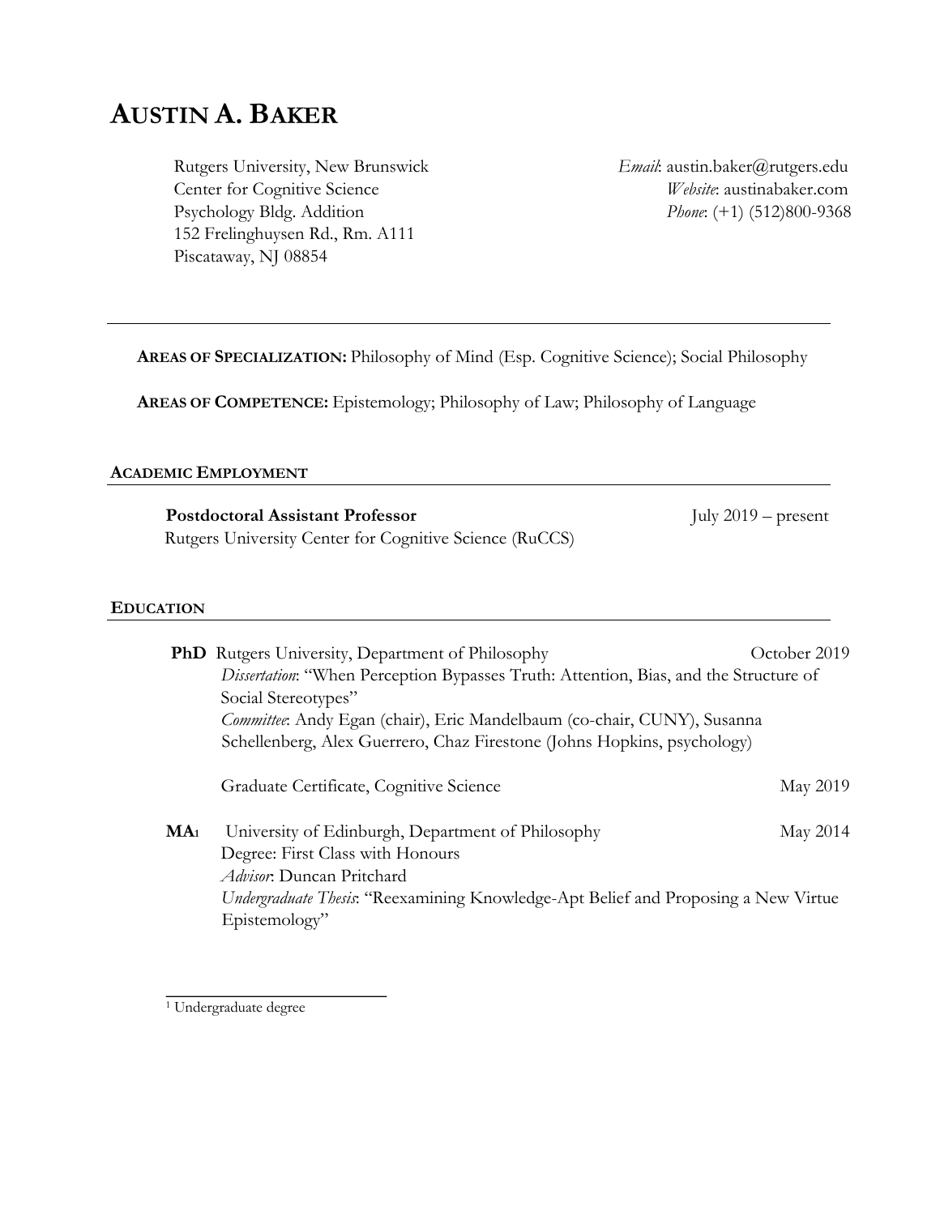# AUSTIN A. BAKER

Rutgers University, New Brunswick
Center for Cognitive Science
Psychology Bldg. Addition
152 Frelinghuysen Rd., Rm. A111
Piscataway, NJ 08854

*Email*: austin.baker@rutgers.edu
*Website*: austinabaker.com
*Phone*: (+1) (512)800-9368

---

**AREAS OF SPECIALIZATION:** Philosophy of Mind (Esp. Cognitive Science); Social Philosophy

**AREAS OF COMPETENCE:** Epistemology; Philosophy of Law; Philosophy of Language

## ACADEMIC EMPLOYMENT

**Postdoctoral Assistant Professor** — July 2019 – present
Rutgers University Center for Cognitive Science (RuCCS)

## EDUCATION

**PhD** Rutgers University, Department of Philosophy — October 2019
*Dissertation*: "When Perception Bypasses Truth: Attention, Bias, and the Structure of Social Stereotypes"
*Committee*: Andy Egan (chair), Eric Mandelbaum (co-chair, CUNY), Susanna Schellenberg, Alex Guerrero, Chaz Firestone (Johns Hopkins, psychology)

Graduate Certificate, Cognitive Science — May 2019

**MA**[1] University of Edinburgh, Department of Philosophy — May 2014
Degree: First Class with Honours
*Advisor*: Duncan Pritchard
*Undergraduate Thesis*: "Reexamining Knowledge-Apt Belief and Proposing a New Virtue Epistemology"

---

[1] Undergraduate degree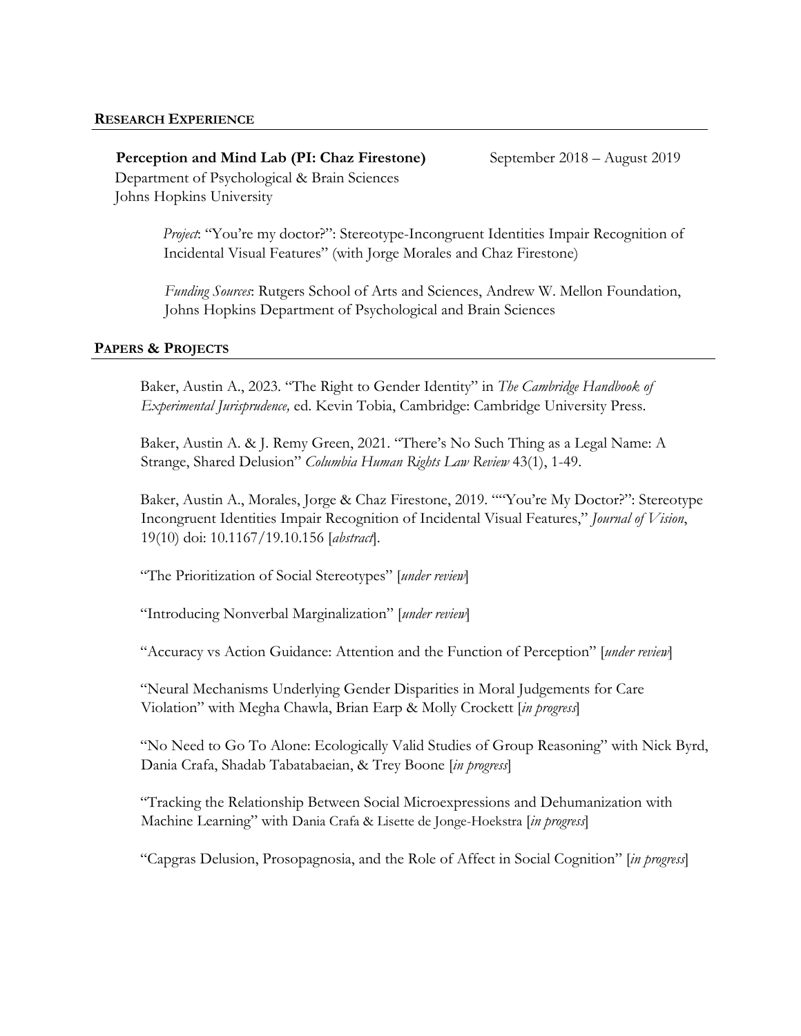## RESEARCH EXPERIENCE

**Perception and Mind Lab (PI: Chaz Firestone)** September 2018 – August 2019
Department of Psychological & Brain Sciences
Johns Hopkins University

*Project*: "You're my doctor?": Stereotype-Incongruent Identities Impair Recognition of Incidental Visual Features" (with Jorge Morales and Chaz Firestone)

*Funding Sources*: Rutgers School of Arts and Sciences, Andrew W. Mellon Foundation, Johns Hopkins Department of Psychological and Brain Sciences

## PAPERS & PROJECTS

Baker, Austin A., 2023. "The Right to Gender Identity" in *The Cambridge Handbook of Experimental Jurisprudence,* ed. Kevin Tobia, Cambridge: Cambridge University Press.

Baker, Austin A. & J. Remy Green, 2021. "There's No Such Thing as a Legal Name: A Strange, Shared Delusion" *Columbia Human Rights Law Review* 43(1), 1-49.

Baker, Austin A., Morales, Jorge & Chaz Firestone, 2019. ""You're My Doctor?": Stereotype Incongruent Identities Impair Recognition of Incidental Visual Features," *Journal of Vision*, 19(10) doi: 10.1167/19.10.156 [*abstract*].

"The Prioritization of Social Stereotypes" [*under review*]

"Introducing Nonverbal Marginalization" [*under review*]

"Accuracy vs Action Guidance: Attention and the Function of Perception" [*under review*]

"Neural Mechanisms Underlying Gender Disparities in Moral Judgements for Care Violation" with Megha Chawla, Brian Earp & Molly Crockett [*in progress*]

"No Need to Go To Alone: Ecologically Valid Studies of Group Reasoning" with Nick Byrd, Dania Crafa, Shadab Tabatabaeian, & Trey Boone [*in progress*]

"Tracking the Relationship Between Social Microexpressions and Dehumanization with Machine Learning" with Dania Crafa & Lisette de Jonge-Hoekstra [*in progress*]

"Capgras Delusion, Prosopagnosia, and the Role of Affect in Social Cognition" [*in progress*]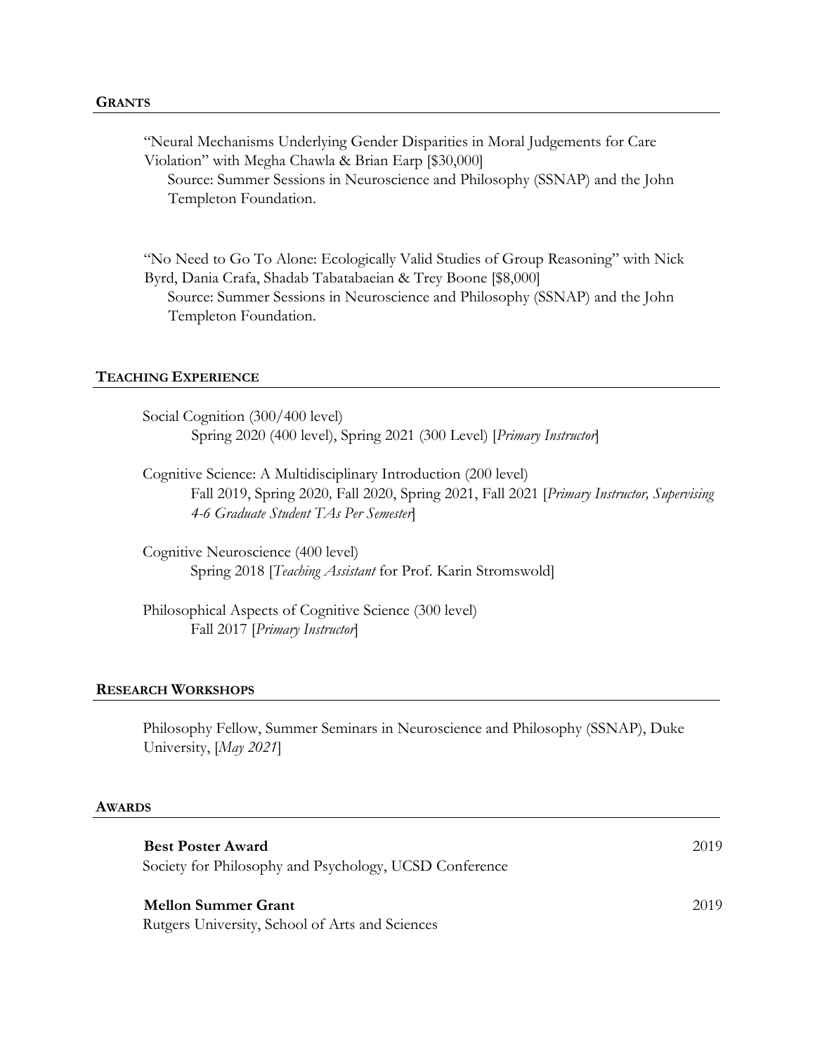## GRANTS

"Neural Mechanisms Underlying Gender Disparities in Moral Judgements for Care Violation" with Megha Chawla & Brian Earp [$30,000]
Source: Summer Sessions in Neuroscience and Philosophy (SSNAP) and the John Templeton Foundation.

"No Need to Go To Alone: Ecologically Valid Studies of Group Reasoning" with Nick Byrd, Dania Crafa, Shadab Tabatabaeian & Trey Boone [$8,000]
Source: Summer Sessions in Neuroscience and Philosophy (SSNAP) and the John Templeton Foundation.

## TEACHING EXPERIENCE

Social Cognition (300/400 level)
Spring 2020 (400 level), Spring 2021 (300 Level) [*Primary Instructor*]

Cognitive Science: A Multidisciplinary Introduction (200 level)
Fall 2019, Spring 2020, Fall 2020, Spring 2021, Fall 2021 [*Primary Instructor, Supervising 4-6 Graduate Student TAs Per Semester*]

Cognitive Neuroscience (400 level)
Spring 2018 [*Teaching Assistant* for Prof. Karin Stromswold]

Philosophical Aspects of Cognitive Science (300 level)
Fall 2017 [*Primary Instructor*]

## RESEARCH WORKSHOPS

Philosophy Fellow, Summer Seminars in Neuroscience and Philosophy (SSNAP), Duke University, [*May 2021*]

## AWARDS

**Best Poster Award** 2019
Society for Philosophy and Psychology, UCSD Conference

**Mellon Summer Grant** 2019
Rutgers University, School of Arts and Sciences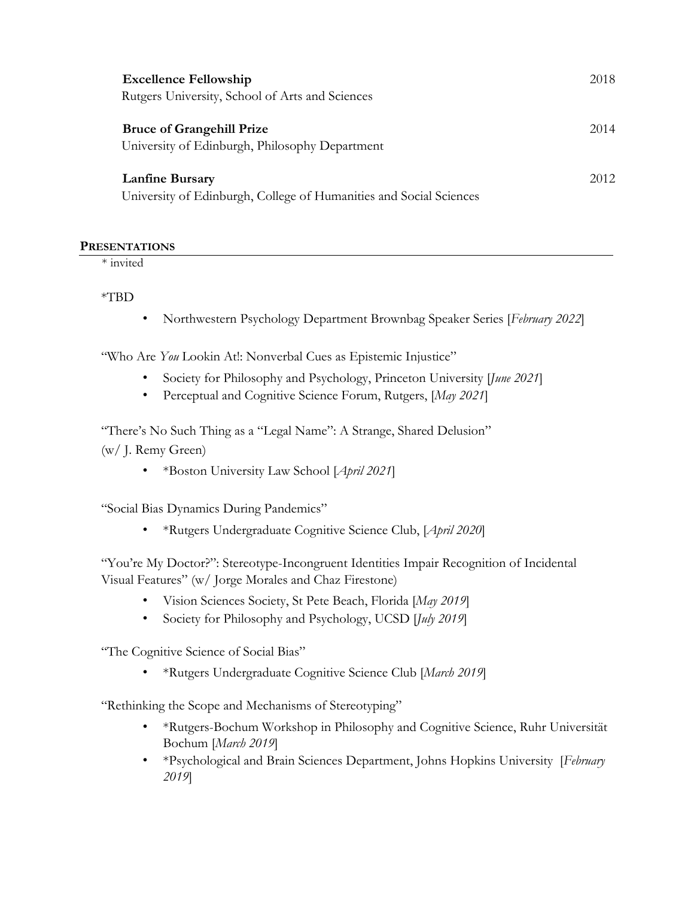**Excellence Fellowship** 2018
Rutgers University, School of Arts and Sciences

**Bruce of Grangehill Prize** 2014
University of Edinburgh, Philosophy Department

**Lanfine Bursary** 2012
University of Edinburgh, College of Humanities and Social Sciences

## PRESENTATIONS

* invited

*TBD

- Northwestern Psychology Department Brownbag Speaker Series [*February 2022*]

"Who Are *You* Lookin At!: Nonverbal Cues as Epistemic Injustice"

- Society for Philosophy and Psychology, Princeton University [*June 2021*]
- Perceptual and Cognitive Science Forum, Rutgers, [*May 2021*]

"There's No Such Thing as a "Legal Name": A Strange, Shared Delusion" (w/ J. Remy Green)

- *Boston University Law School [*April 2021*]

"Social Bias Dynamics During Pandemics"

- *Rutgers Undergraduate Cognitive Science Club, [*April 2020*]

"You're My Doctor?": Stereotype-Incongruent Identities Impair Recognition of Incidental Visual Features" (w/ Jorge Morales and Chaz Firestone)

- Vision Sciences Society, St Pete Beach, Florida [*May 2019*]
- Society for Philosophy and Psychology, UCSD [*July 2019*]

"The Cognitive Science of Social Bias"

- *Rutgers Undergraduate Cognitive Science Club [*March 2019*]

"Rethinking the Scope and Mechanisms of Stereotyping"

- *Rutgers-Bochum Workshop in Philosophy and Cognitive Science, Ruhr Universität Bochum [*March 2019*]
- *Psychological and Brain Sciences Department, Johns Hopkins University [*February 2019*]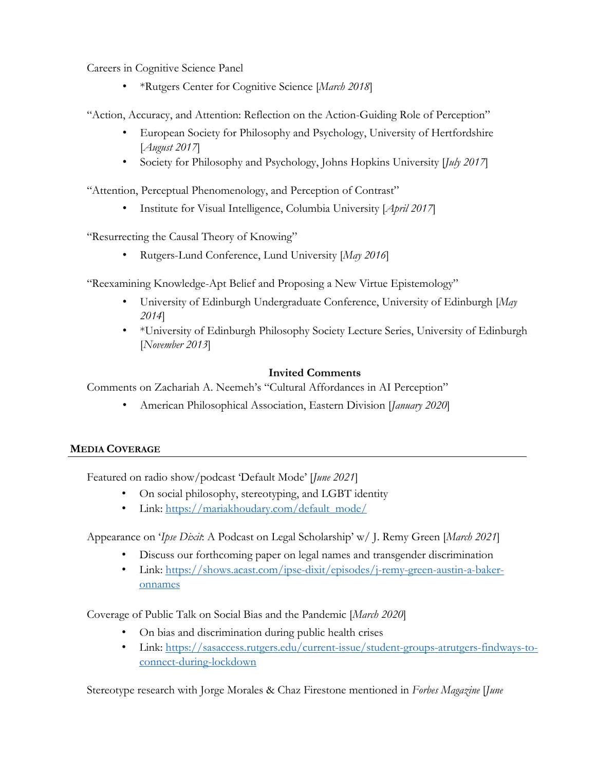Careers in Cognitive Science Panel

- *Rutgers Center for Cognitive Science [*March 2018*]

"Action, Accuracy, and Attention: Reflection on the Action-Guiding Role of Perception"

- European Society for Philosophy and Psychology, University of Hertfordshire [*August 2017*]
- Society for Philosophy and Psychology, Johns Hopkins University [*July 2017*]

"Attention, Perceptual Phenomenology, and Perception of Contrast"

- Institute for Visual Intelligence, Columbia University [*April 2017*]

"Resurrecting the Causal Theory of Knowing"

- Rutgers-Lund Conference, Lund University [*May 2016*]

"Reexamining Knowledge-Apt Belief and Proposing a New Virtue Epistemology"

- University of Edinburgh Undergraduate Conference, University of Edinburgh [*May 2014*]
- *University of Edinburgh Philosophy Society Lecture Series, University of Edinburgh [*November 2013*]

**Invited Comments**

Comments on Zachariah A. Neemeh's "Cultural Affordances in AI Perception"

- American Philosophical Association, Eastern Division [*January 2020*]

## **MEDIA COVERAGE**

Featured on radio show/podcast 'Default Mode' [*June 2021*]

- On social philosophy, stereotyping, and LGBT identity
- Link: [https://mariakhoudary.com/default_mode/](https://mariakhoudary.com/default_mode/)

Appearance on '*Ipse Dixit*: A Podcast on Legal Scholarship' w/ J. Remy Green [*March 2021*]

- Discuss our forthcoming paper on legal names and transgender discrimination
- Link: [https://shows.acast.com/ipse-dixit/episodes/j-remy-green-austin-a-baker-onnames](https://shows.acast.com/ipse-dixit/episodes/j-remy-green-austin-a-baker-onnames)

Coverage of Public Talk on Social Bias and the Pandemic [*March 2020*]

- On bias and discrimination during public health crises
- Link: [https://sasaccess.rutgers.edu/current-issue/student-groups-atrutgers-findways-to-connect-during-lockdown](https://sasaccess.rutgers.edu/current-issue/student-groups-atrutgers-findways-to-connect-during-lockdown)

Stereotype research with Jorge Morales & Chaz Firestone mentioned in *Forbes Magazine* [*June*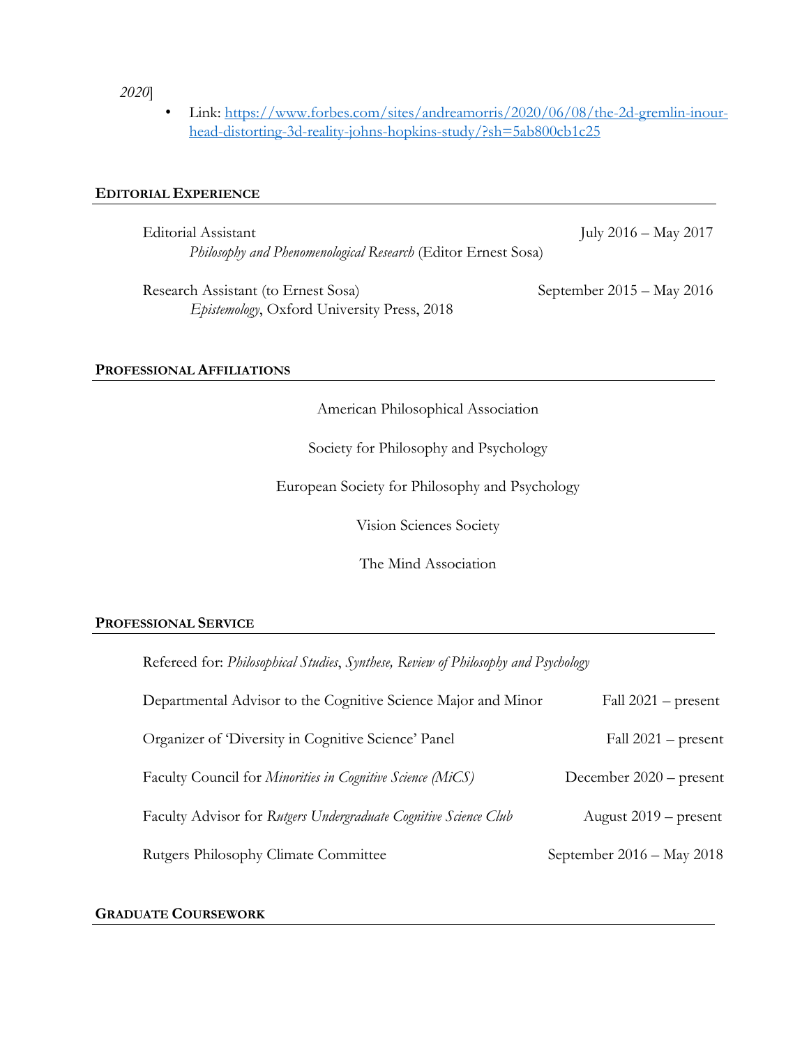*2020*]

- Link: [https://www.forbes.com/sites/andreamorris/2020/06/08/the-2d-gremlin-inour-head-distorting-3d-reality-johns-hopkins-study/?sh=5ab800cb1c25](https://www.forbes.com/sites/andreamorris/2020/06/08/the-2d-gremlin-inour-head-distorting-3d-reality-johns-hopkins-study/?sh=5ab800cb1c25)

## EDITORIAL EXPERIENCE

Editorial Assistant — July 2016 – May 2017
*Philosophy and Phenomenological Research* (Editor Ernest Sosa)

Research Assistant (to Ernest Sosa) — September 2015 – May 2016
*Epistemology*, Oxford University Press, 2018

## PROFESSIONAL AFFILIATIONS

American Philosophical Association

Society for Philosophy and Psychology

European Society for Philosophy and Psychology

Vision Sciences Society

The Mind Association

## PROFESSIONAL SERVICE

Refereed for: *Philosophical Studies*, *Synthese, Review of Philosophy and Psychology*

Departmental Advisor to the Cognitive Science Major and Minor — Fall 2021 – present

Organizer of 'Diversity in Cognitive Science' Panel — Fall 2021 – present

Faculty Council for *Minorities in Cognitive Science (MiCS)* — December 2020 – present

Faculty Advisor for *Rutgers Undergraduate Cognitive Science Club* — August 2019 – present

Rutgers Philosophy Climate Committee — September 2016 – May 2018

## GRADUATE COURSEWORK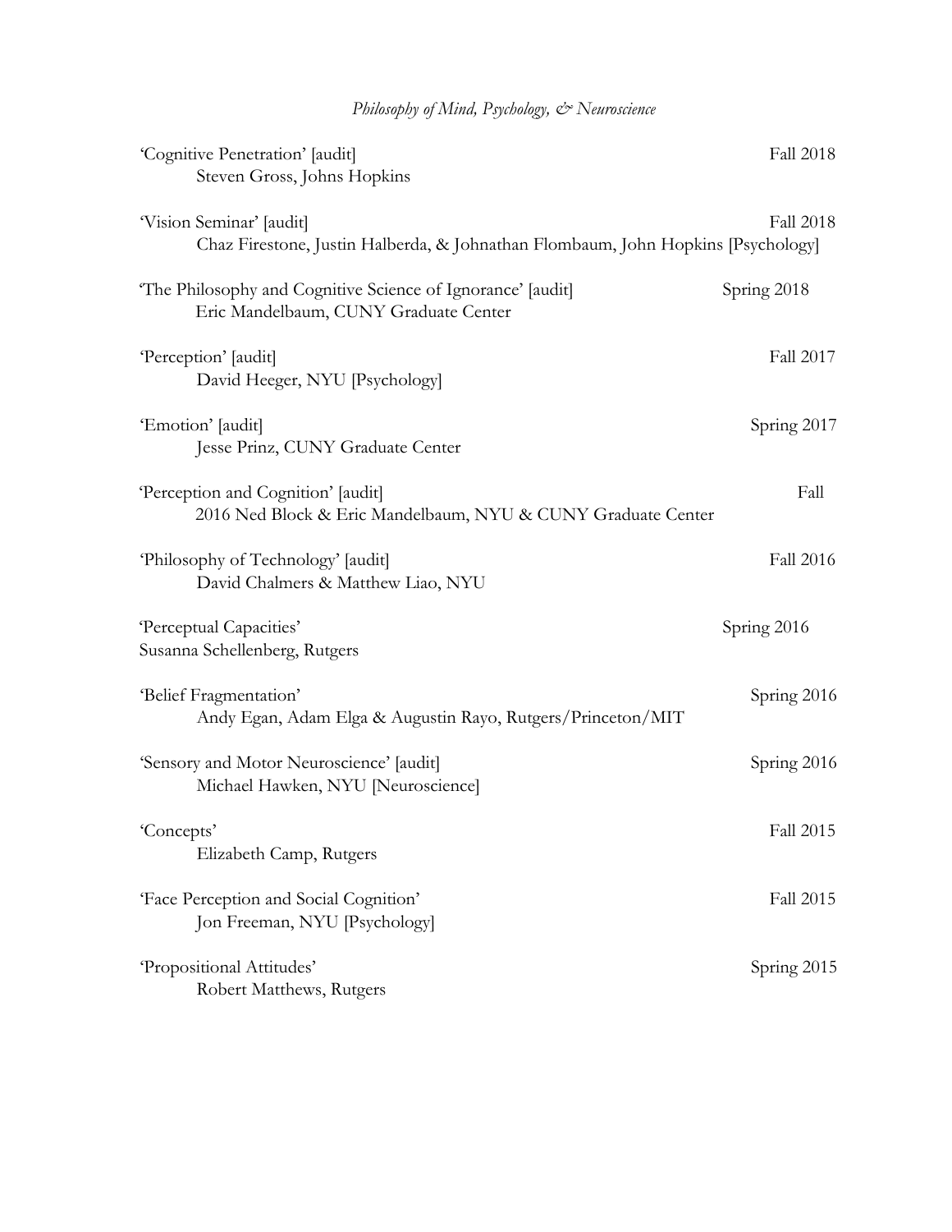*Philosophy of Mind, Psychology, & Neuroscience*

'Cognitive Penetration' [audit] Fall 2018
Steven Gross, Johns Hopkins

'Vision Seminar' [audit] Fall 2018
Chaz Firestone, Justin Halberda, & Johnathan Flombaum, John Hopkins [Psychology]

'The Philosophy and Cognitive Science of Ignorance' [audit] Spring 2018
Eric Mandelbaum, CUNY Graduate Center

'Perception' [audit] Fall 2017
David Heeger, NYU [Psychology]

'Emotion' [audit] Spring 2017
Jesse Prinz, CUNY Graduate Center

'Perception and Cognition' [audit] Fall
2016 Ned Block & Eric Mandelbaum, NYU & CUNY Graduate Center

'Philosophy of Technology' [audit] Fall 2016
David Chalmers & Matthew Liao, NYU

'Perceptual Capacities' Spring 2016
Susanna Schellenberg, Rutgers

'Belief Fragmentation' Spring 2016
Andy Egan, Adam Elga & Augustin Rayo, Rutgers/Princeton/MIT

'Sensory and Motor Neuroscience' [audit] Spring 2016
Michael Hawken, NYU [Neuroscience]

'Concepts' Fall 2015
Elizabeth Camp, Rutgers

'Face Perception and Social Cognition' Fall 2015
Jon Freeman, NYU [Psychology]

'Propositional Attitudes' Spring 2015
Robert Matthews, Rutgers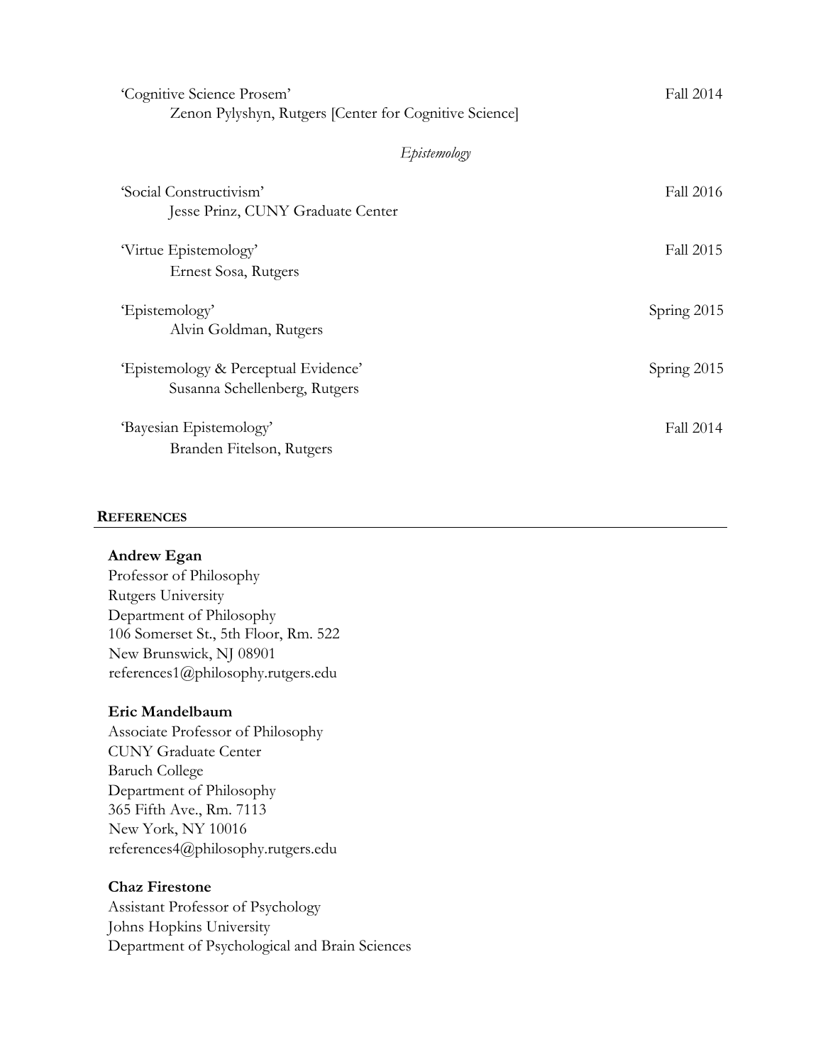'Cognitive Science Prosem' Fall 2014
Zenon Pylyshyn, Rutgers [Center for Cognitive Science]

*Epistemology*

'Social Constructivism' Fall 2016
Jesse Prinz, CUNY Graduate Center

'Virtue Epistemology' Fall 2015
Ernest Sosa, Rutgers

'Epistemology' Spring 2015
Alvin Goldman, Rutgers

'Epistemology & Perceptual Evidence' Spring 2015
Susanna Schellenberg, Rutgers

'Bayesian Epistemology' Fall 2014
Branden Fitelson, Rutgers

## REFERENCES

**Andrew Egan**
Professor of Philosophy
Rutgers University
Department of Philosophy
106 Somerset St., 5th Floor, Rm. 522
New Brunswick, NJ 08901
references1@philosophy.rutgers.edu

**Eric Mandelbaum**
Associate Professor of Philosophy
CUNY Graduate Center
Baruch College
Department of Philosophy
365 Fifth Ave., Rm. 7113
New York, NY 10016
references4@philosophy.rutgers.edu

**Chaz Firestone**
Assistant Professor of Psychology
Johns Hopkins University
Department of Psychological and Brain Sciences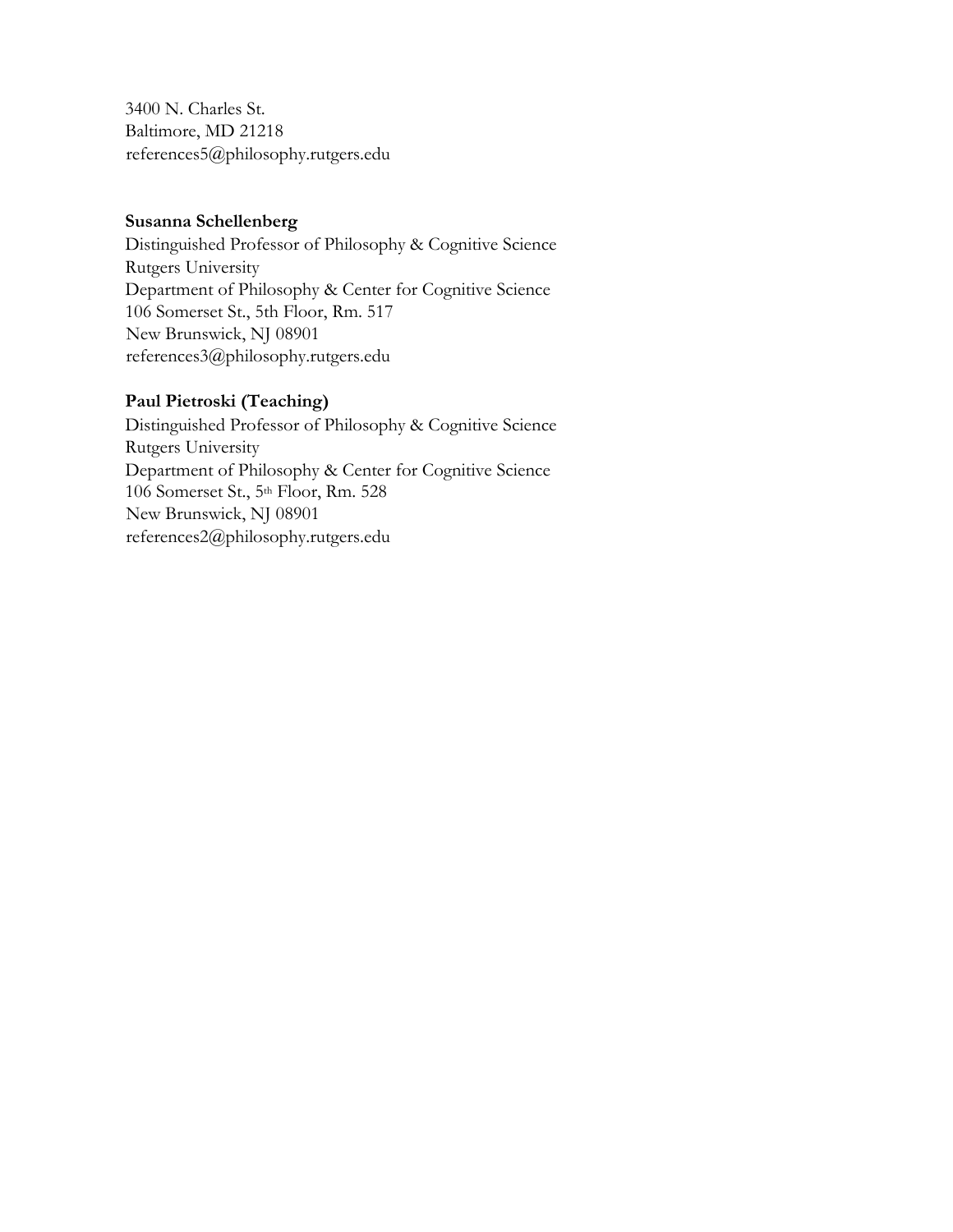3400 N. Charles St.
Baltimore, MD 21218
references5@philosophy.rutgers.edu

**Susanna Schellenberg**
Distinguished Professor of Philosophy & Cognitive Science
Rutgers University
Department of Philosophy & Center for Cognitive Science
106 Somerset St., 5th Floor, Rm. 517
New Brunswick, NJ 08901
references3@philosophy.rutgers.edu

**Paul Pietroski (Teaching)**
Distinguished Professor of Philosophy & Cognitive Science
Rutgers University
Department of Philosophy & Center for Cognitive Science
106 Somerset St., 5th Floor, Rm. 528
New Brunswick, NJ 08901
references2@philosophy.rutgers.edu